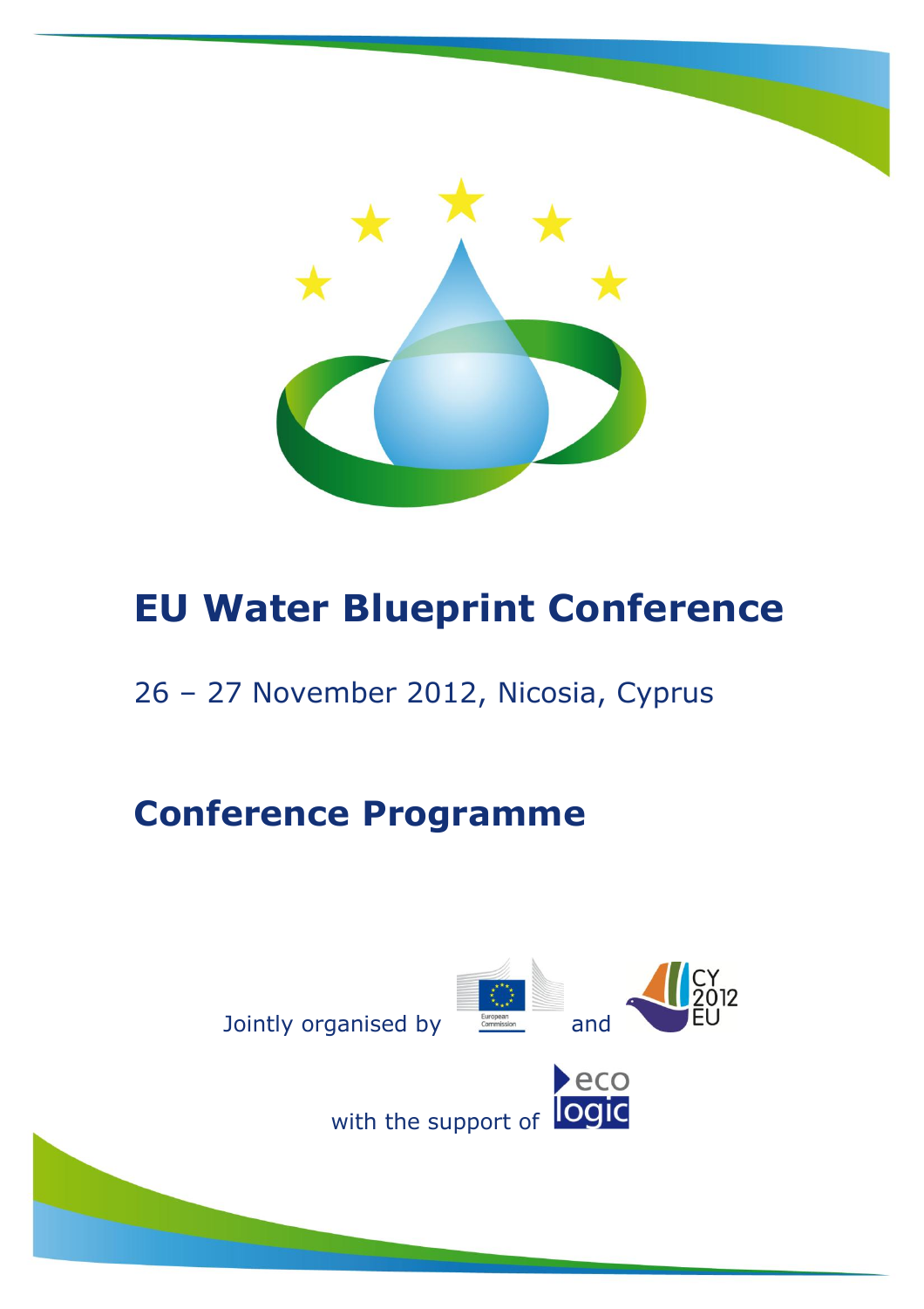# EU Water Blueprint Conference

26 – 27 November 2012, Nicosia, Cyprus

# Conference Programme

Jointly organised by European Commission and CY 2012 EU

with the support of ecologic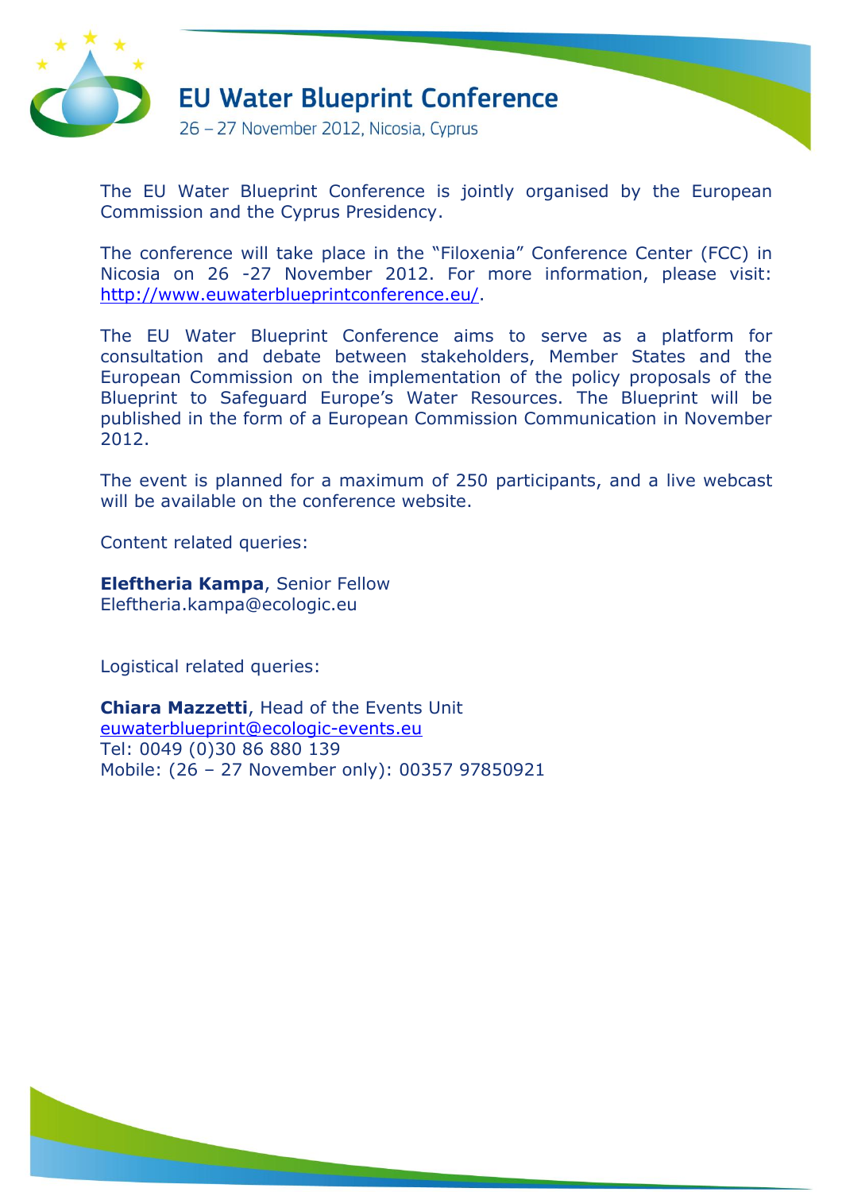# EU Water Blueprint Conference

26 – 27 November 2012, Nicosia, Cyprus

The EU Water Blueprint Conference is jointly organised by the European Commission and the Cyprus Presidency.

The conference will take place in the "Filoxenia" Conference Center (FCC) in Nicosia on 26 -27 November 2012. For more information, please visit: http://www.euwaterblueprintconference.eu/.

The EU Water Blueprint Conference aims to serve as a platform for consultation and debate between stakeholders, Member States and the European Commission on the implementation of the policy proposals of the Blueprint to Safeguard Europe's Water Resources. The Blueprint will be published in the form of a European Commission Communication in November 2012.

The event is planned for a maximum of 250 participants, and a live webcast will be available on the conference website.

Content related queries:

**Eleftheria Kampa**, Senior Fellow
Eleftheria.kampa@ecologic.eu

Logistical related queries:

**Chiara Mazzetti**, Head of the Events Unit
euwaterblueprint@ecologic-events.eu
Tel: 0049 (0)30 86 880 139
Mobile: (26 – 27 November only): 00357 97850921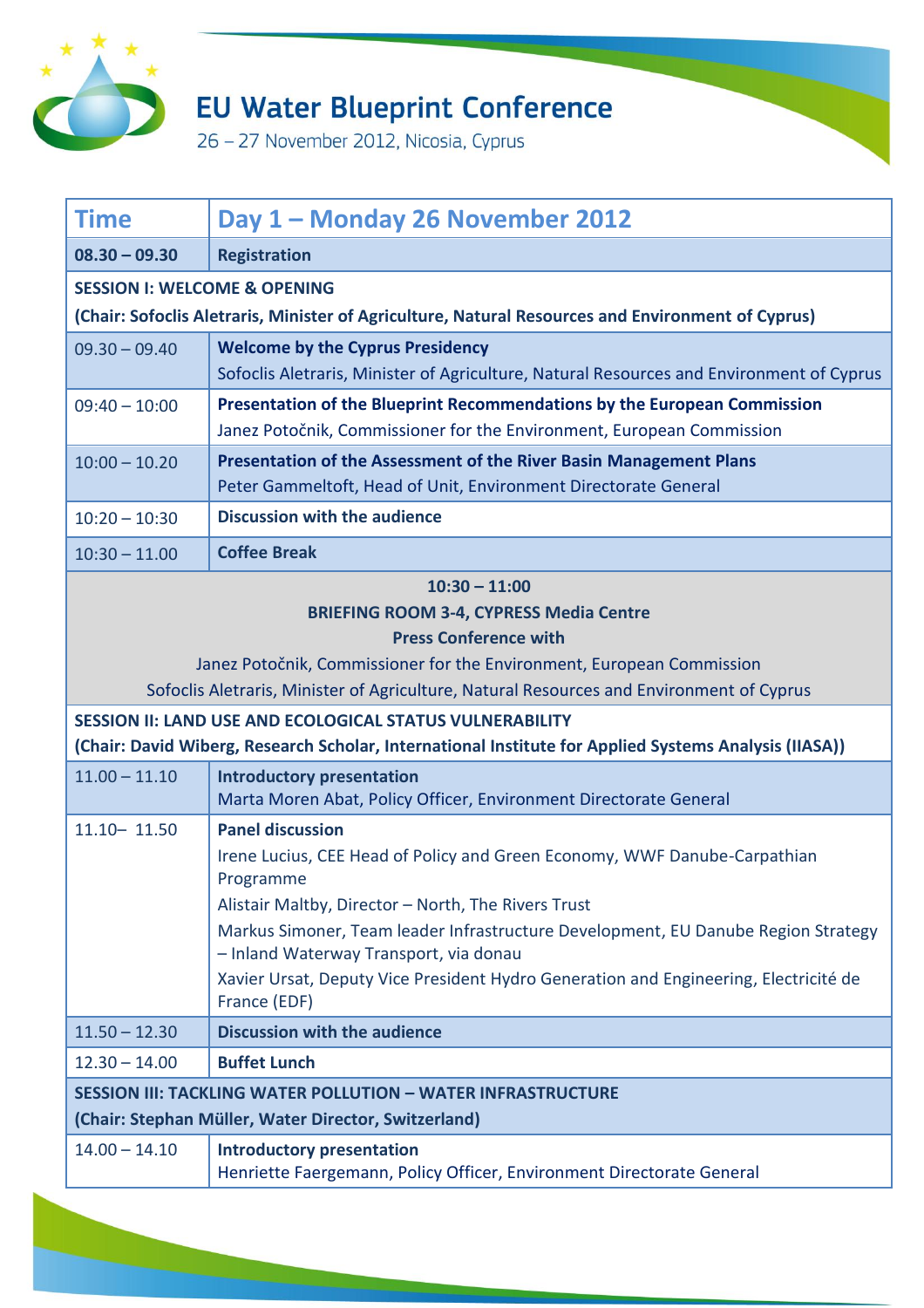# EU Water Blueprint Conference

26 – 27 November 2012, Nicosia, Cyprus

| Time | Day 1 – Monday 26 November 2012 |
|---|---|
| **08.30 – 09.30** | **Registration** |
| **SESSION I: WELCOME & OPENING** (Chair: Sofoclis Aletraris, Minister of Agriculture, Natural Resources and Environment of Cyprus) | |
| 09.30 – 09.40 | **Welcome by the Cyprus Presidency**<br>Sofoclis Aletraris, Minister of Agriculture, Natural Resources and Environment of Cyprus |
| 09:40 – 10:00 | **Presentation of the Blueprint Recommendations by the European Commission**<br>Janez Potočnik, Commissioner for the Environment, European Commission |
| 10:00 – 10.20 | **Presentation of the Assessment of the River Basin Management Plans**<br>Peter Gammeltoft, Head of Unit, Environment Directorate General |
| 10:20 – 10:30 | **Discussion with the audience** |
| 10:30 – 11.00 | **Coffee Break** |
| **10:30 – 11:00**<br>**BRIEFING ROOM 3-4, CYPRESS Media Centre**<br>**Press Conference with**<br>Janez Potočnik, Commissioner for the Environment, European Commission<br>Sofoclis Aletraris, Minister of Agriculture, Natural Resources and Environment of Cyprus | |
| **SESSION II: LAND USE AND ECOLOGICAL STATUS VULNERABILITY** (Chair: David Wiberg, Research Scholar, International Institute for Applied Systems Analysis (IIASA)) | |
| 11.00 – 11.10 | **Introductory presentation**<br>Marta Moren Abat, Policy Officer, Environment Directorate General |
| 11.10– 11.50 | **Panel discussion**<br>Irene Lucius, CEE Head of Policy and Green Economy, WWF Danube-Carpathian Programme<br>Alistair Maltby, Director – North, The Rivers Trust<br>Markus Simoner, Team leader Infrastructure Development, EU Danube Region Strategy – Inland Waterway Transport, via donau<br>Xavier Ursat, Deputy Vice President Hydro Generation and Engineering, Electricité de France (EDF) |
| 11.50 – 12.30 | **Discussion with the audience** |
| 12.30 – 14.00 | **Buffet Lunch** |
| **SESSION III: TACKLING WATER POLLUTION – WATER INFRASTRUCTURE** (Chair: Stephan Müller, Water Director, Switzerland) | |
| 14.00 – 14.10 | **Introductory presentation**<br>Henriette Faergemann, Policy Officer, Environment Directorate General |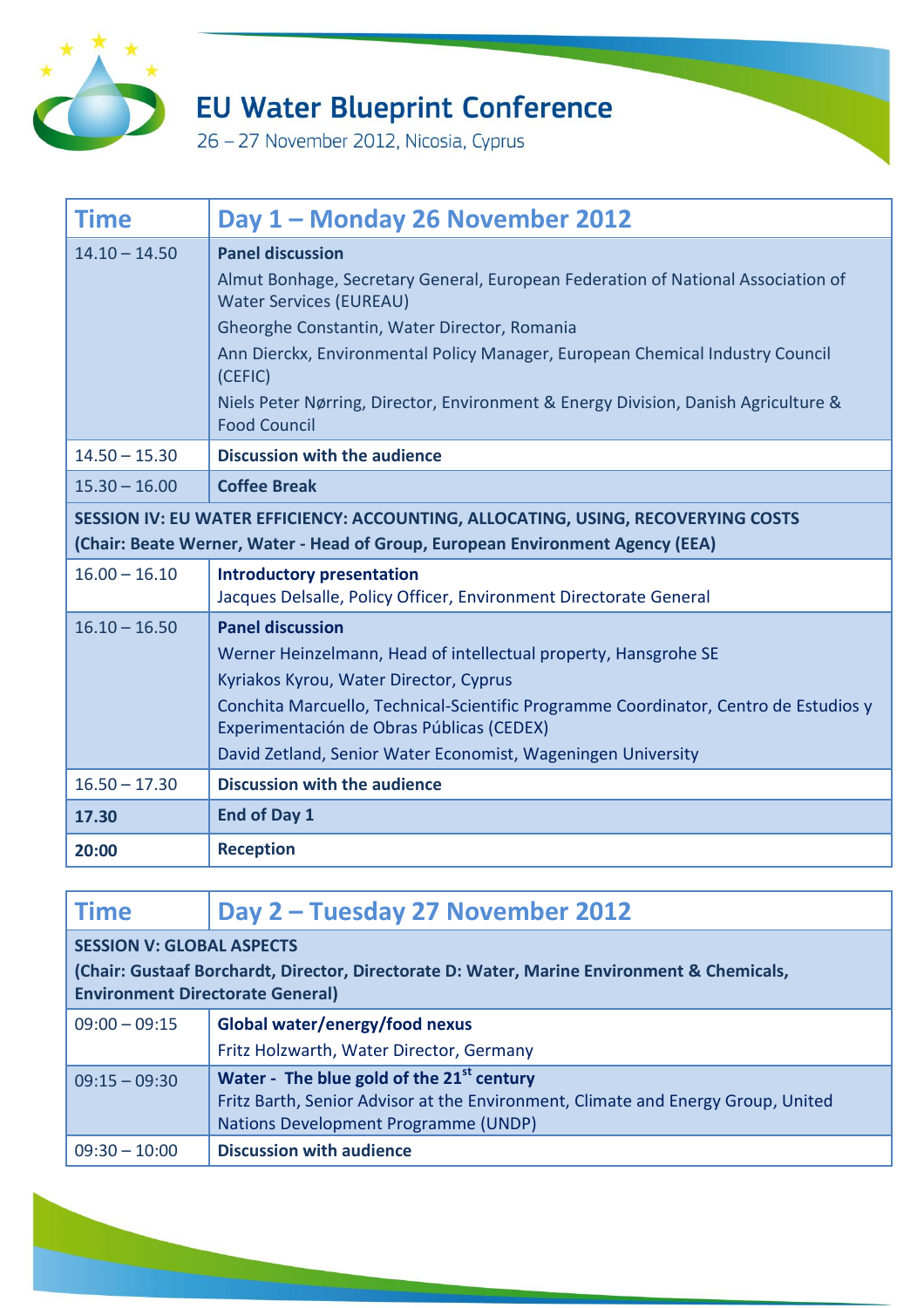# EU Water Blueprint Conference

26 – 27 November 2012, Nicosia, Cyprus

| Time | Day 1 – Monday 26 November 2012 |
|---|---|
| 14.10 – 14.50 | **Panel discussion**<br>Almut Bonhage, Secretary General, European Federation of National Association of Water Services (EUREAU)<br>Gheorghe Constantin, Water Director, Romania<br>Ann Dierckx, Environmental Policy Manager, European Chemical Industry Council (CEFIC)<br>Niels Peter Nørring, Director, Environment & Energy Division, Danish Agriculture & Food Council |
| 14.50 – 15.30 | **Discussion with the audience** |
| 15.30 – 16.00 | **Coffee Break** |
| **SESSION IV: EU WATER EFFICIENCY: ACCOUNTING, ALLOCATING, USING, RECOVERYING COSTS**<br>**(Chair: Beate Werner, Water - Head of Group, European Environment Agency (EEA)** | |
| 16.00 – 16.10 | **Introductory presentation**<br>Jacques Delsalle, Policy Officer, Environment Directorate General |
| 16.10 – 16.50 | **Panel discussion**<br>Werner Heinzelmann, Head of intellectual property, Hansgrohe SE<br>Kyriakos Kyrou, Water Director, Cyprus<br>Conchita Marcuello, Technical-Scientific Programme Coordinator, Centro de Estudios y Experimentación de Obras Públicas (CEDEX)<br>David Zetland, Senior Water Economist, Wageningen University |
| 16.50 – 17.30 | **Discussion with the audience** |
| **17.30** | **End of Day 1** |
| **20:00** | **Reception** |

| Time | Day 2 – Tuesday 27 November 2012 |
|---|---|
| **SESSION V: GLOBAL ASPECTS**<br>**(Chair: Gustaaf Borchardt, Director, Directorate D: Water, Marine Environment & Chemicals, Environment Directorate General)** | |
| 09:00 – 09:15 | **Global water/energy/food nexus**<br>Fritz Holzwarth, Water Director, Germany |
| 09:15 – 09:30 | **Water - The blue gold of the 21st century**<br>Fritz Barth, Senior Advisor at the Environment, Climate and Energy Group, United Nations Development Programme (UNDP) |
| 09:30 – 10:00 | **Discussion with audience** |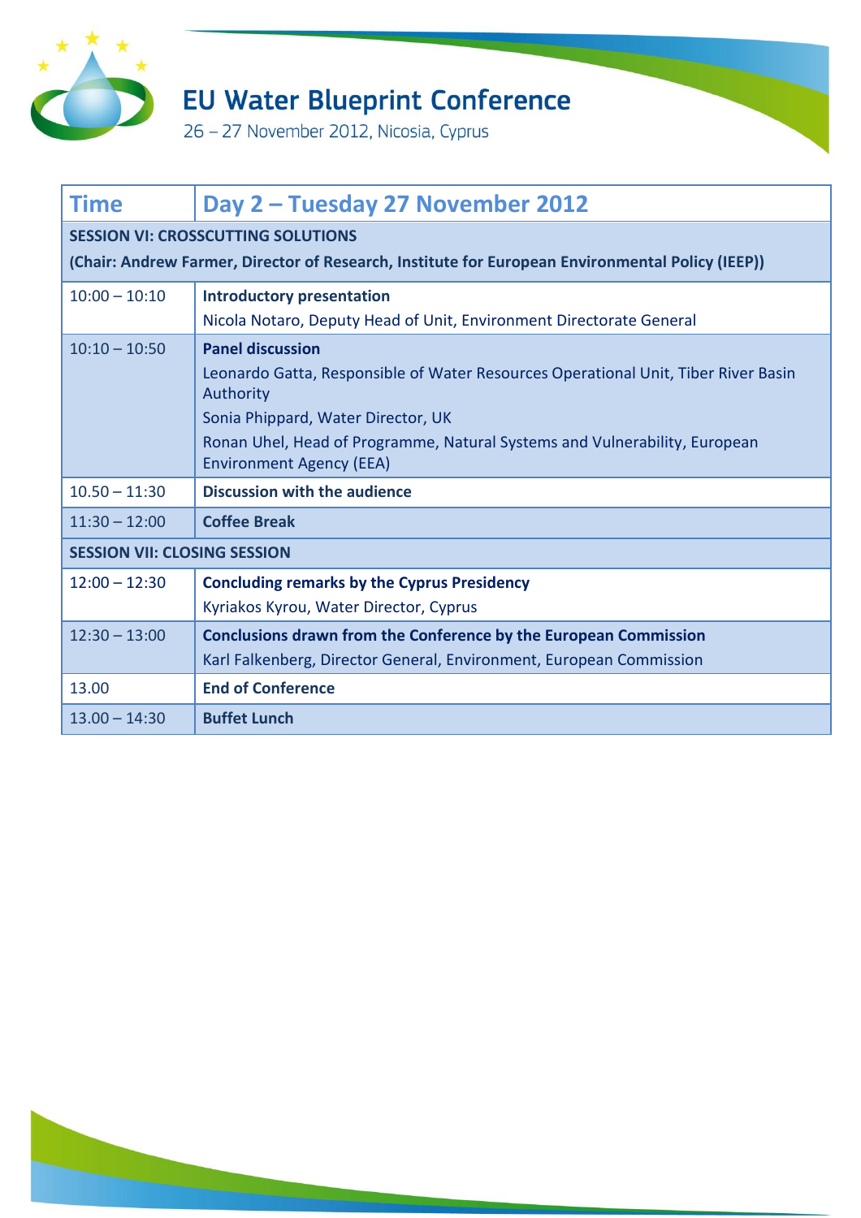# EU Water Blueprint Conference

26 – 27 November 2012, Nicosia, Cyprus

| Time | Day 2 – Tuesday 27 November 2012 |
|---|---|
| **SESSION VI: CROSSCUTTING SOLUTIONS** **(Chair: Andrew Farmer, Director of Research, Institute for European Environmental Policy (IEEP))** | |
| 10:00 – 10:10 | **Introductory presentation** Nicola Notaro, Deputy Head of Unit, Environment Directorate General |
| 10:10 – 10:50 | **Panel discussion** Leonardo Gatta, Responsible of Water Resources Operational Unit, Tiber River Basin Authority Sonia Phippard, Water Director, UK Ronan Uhel, Head of Programme, Natural Systems and Vulnerability, European Environment Agency (EEA) |
| 10.50 – 11:30 | **Discussion with the audience** |
| 11:30 – 12:00 | **Coffee Break** |
| **SESSION VII: CLOSING SESSION** | |
| 12:00 – 12:30 | **Concluding remarks by the Cyprus Presidency** Kyriakos Kyrou, Water Director, Cyprus |
| 12:30 – 13:00 | **Conclusions drawn from the Conference by the European Commission** Karl Falkenberg, Director General, Environment, European Commission |
| 13.00 | **End of Conference** |
| 13.00 – 14:30 | **Buffet Lunch** |